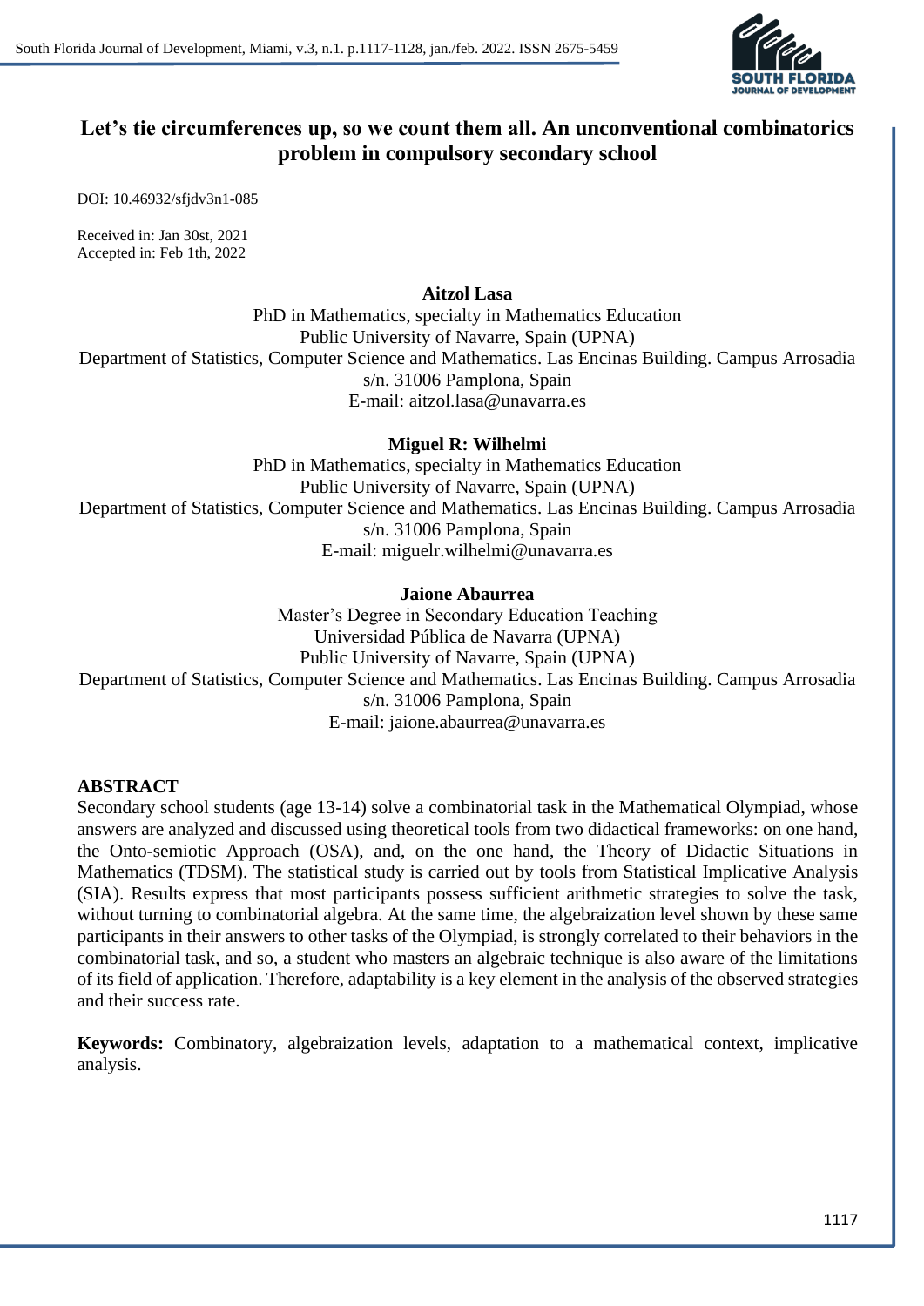# Let's tie circumferences up, so we count them all. An unconventional combinatorics problem in compulsory secondary school

DOI: 10.46932/sfjdv3n1-085

Received in: Jan 30st, 2021
Accepted in: Feb 1th, 2022

**Aitzol Lasa**

PhD in Mathematics, specialty in Mathematics Education
Public University of Navarre, Spain (UPNA)
Department of Statistics, Computer Science and Mathematics. Las Encinas Building. Campus Arrosadia s/n. 31006 Pamplona, Spain
E-mail: aitzol.lasa@unavarra.es

**Miguel R: Wilhelmi**

PhD in Mathematics, specialty in Mathematics Education
Public University of Navarre, Spain (UPNA)
Department of Statistics, Computer Science and Mathematics. Las Encinas Building. Campus Arrosadia s/n. 31006 Pamplona, Spain
E-mail: miguelr.wilhelmi@unavarra.es

**Jaione Abaurrea**

Master's Degree in Secondary Education Teaching
Universidad Pública de Navarra (UPNA)
Public University of Navarre, Spain (UPNA)
Department of Statistics, Computer Science and Mathematics. Las Encinas Building. Campus Arrosadia s/n. 31006 Pamplona, Spain
E-mail: jaione.abaurrea@unavarra.es

## ABSTRACT

Secondary school students (age 13-14) solve a combinatorial task in the Mathematical Olympiad, whose answers are analyzed and discussed using theoretical tools from two didactical frameworks: on one hand, the Onto-semiotic Approach (OSA), and, on the one hand, the Theory of Didactic Situations in Mathematics (TDSM). The statistical study is carried out by tools from Statistical Implicative Analysis (SIA). Results express that most participants possess sufficient arithmetic strategies to solve the task, without turning to combinatorial algebra. At the same time, the algebraization level shown by these same participants in their answers to other tasks of the Olympiad, is strongly correlated to their behaviors in the combinatorial task, and so, a student who masters an algebraic technique is also aware of the limitations of its field of application. Therefore, adaptability is a key element in the analysis of the observed strategies and their success rate.

**Keywords:** Combinatory, algebraization levels, adaptation to a mathematical context, implicative analysis.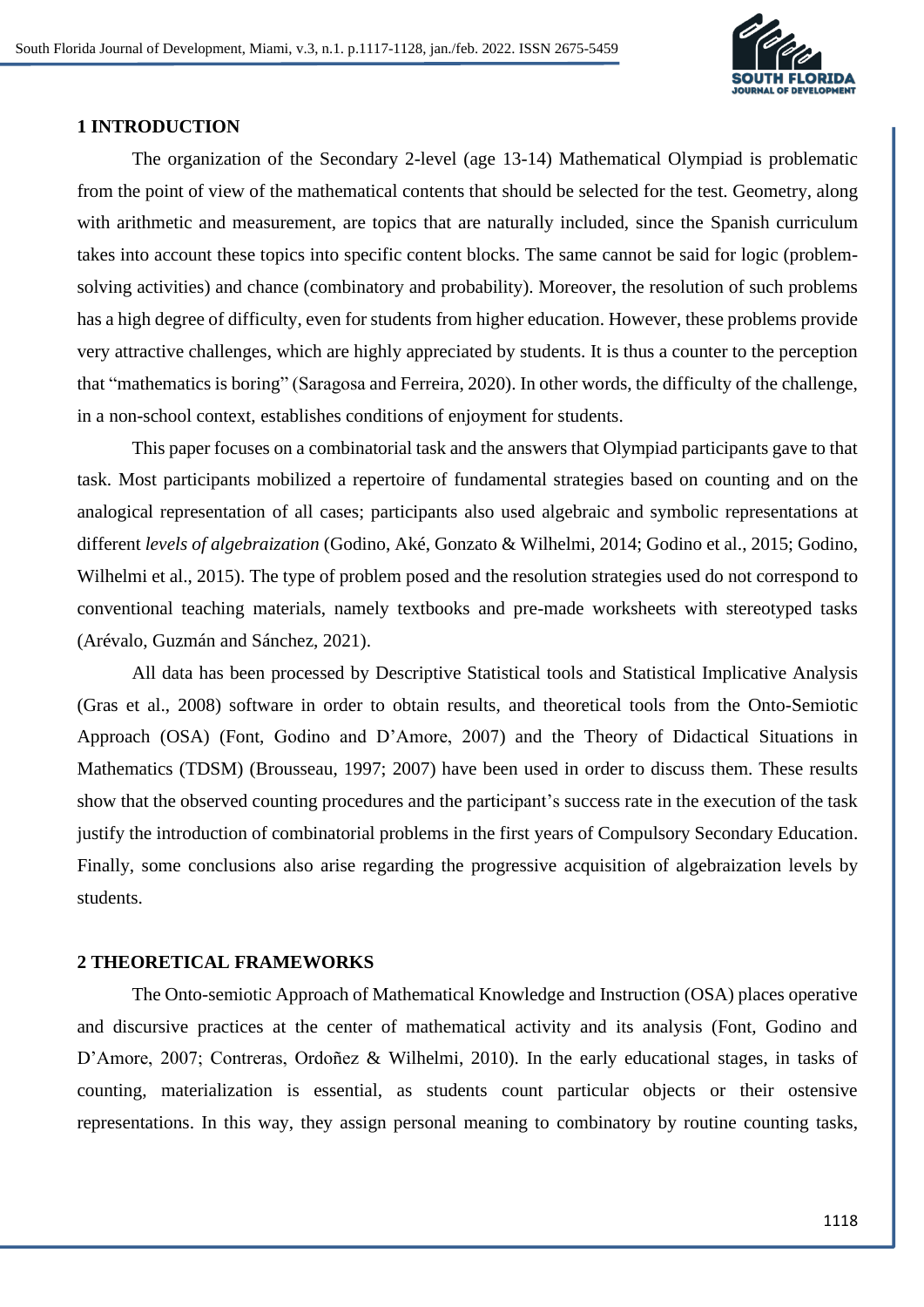## 1 INTRODUCTION

The organization of the Secondary 2-level (age 13-14) Mathematical Olympiad is problematic from the point of view of the mathematical contents that should be selected for the test. Geometry, along with arithmetic and measurement, are topics that are naturally included, since the Spanish curriculum takes into account these topics into specific content blocks. The same cannot be said for logic (problem-solving activities) and chance (combinatory and probability). Moreover, the resolution of such problems has a high degree of difficulty, even for students from higher education. However, these problems provide very attractive challenges, which are highly appreciated by students. It is thus a counter to the perception that "mathematics is boring" (Saragosa and Ferreira, 2020). In other words, the difficulty of the challenge, in a non-school context, establishes conditions of enjoyment for students.

This paper focuses on a combinatorial task and the answers that Olympiad participants gave to that task. Most participants mobilized a repertoire of fundamental strategies based on counting and on the analogical representation of all cases; participants also used algebraic and symbolic representations at different *levels of algebraization* (Godino, Aké, Gonzato & Wilhelmi, 2014; Godino et al., 2015; Godino, Wilhelmi et al., 2015). The type of problem posed and the resolution strategies used do not correspond to conventional teaching materials, namely textbooks and pre-made worksheets with stereotyped tasks (Arévalo, Guzmán and Sánchez, 2021).

All data has been processed by Descriptive Statistical tools and Statistical Implicative Analysis (Gras et al., 2008) software in order to obtain results, and theoretical tools from the Onto-Semiotic Approach (OSA) (Font, Godino and D'Amore, 2007) and the Theory of Didactical Situations in Mathematics (TDSM) (Brousseau, 1997; 2007) have been used in order to discuss them. These results show that the observed counting procedures and the participant's success rate in the execution of the task justify the introduction of combinatorial problems in the first years of Compulsory Secondary Education. Finally, some conclusions also arise regarding the progressive acquisition of algebraization levels by students.

## 2 THEORETICAL FRAMEWORKS

The Onto-semiotic Approach of Mathematical Knowledge and Instruction (OSA) places operative and discursive practices at the center of mathematical activity and its analysis (Font, Godino and D'Amore, 2007; Contreras, Ordoñez & Wilhelmi, 2010). In the early educational stages, in tasks of counting, materialization is essential, as students count particular objects or their ostensive representations. In this way, they assign personal meaning to combinatory by routine counting tasks,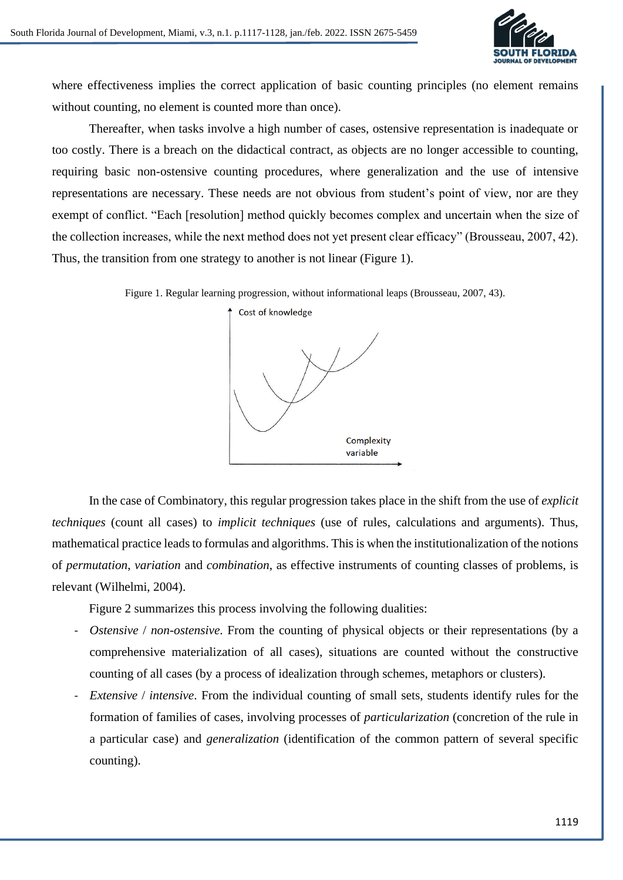where effectiveness implies the correct application of basic counting principles (no element remains without counting, no element is counted more than once).

Thereafter, when tasks involve a high number of cases, ostensive representation is inadequate or too costly. There is a breach on the didactical contract, as objects are no longer accessible to counting, requiring basic non-ostensive counting procedures, where generalization and the use of intensive representations are necessary. These needs are not obvious from student's point of view, nor are they exempt of conflict. "Each [resolution] method quickly becomes complex and uncertain when the size of the collection increases, while the next method does not yet present clear efficacy" (Brousseau, 2007, 42). Thus, the transition from one strategy to another is not linear (Figure 1).

Figure 1. Regular learning progression, without informational leaps (Brousseau, 2007, 43).

Cost of knowledge

Complexity variable

In the case of Combinatory, this regular progression takes place in the shift from the use of *explicit techniques* (count all cases) to *implicit techniques* (use of rules, calculations and arguments). Thus, mathematical practice leads to formulas and algorithms. This is when the institutionalization of the notions of *permutation*, *variation* and *combination*, as effective instruments of counting classes of problems, is relevant (Wilhelmi, 2004).

Figure 2 summarizes this process involving the following dualities:

- *Ostensive* / *non-ostensive*. From the counting of physical objects or their representations (by a comprehensive materialization of all cases), situations are counted without the constructive counting of all cases (by a process of idealization through schemes, metaphors or clusters).
- *Extensive* / *intensive*. From the individual counting of small sets, students identify rules for the formation of families of cases, involving processes of *particularization* (concretion of the rule in a particular case) and *generalization* (identification of the common pattern of several specific counting).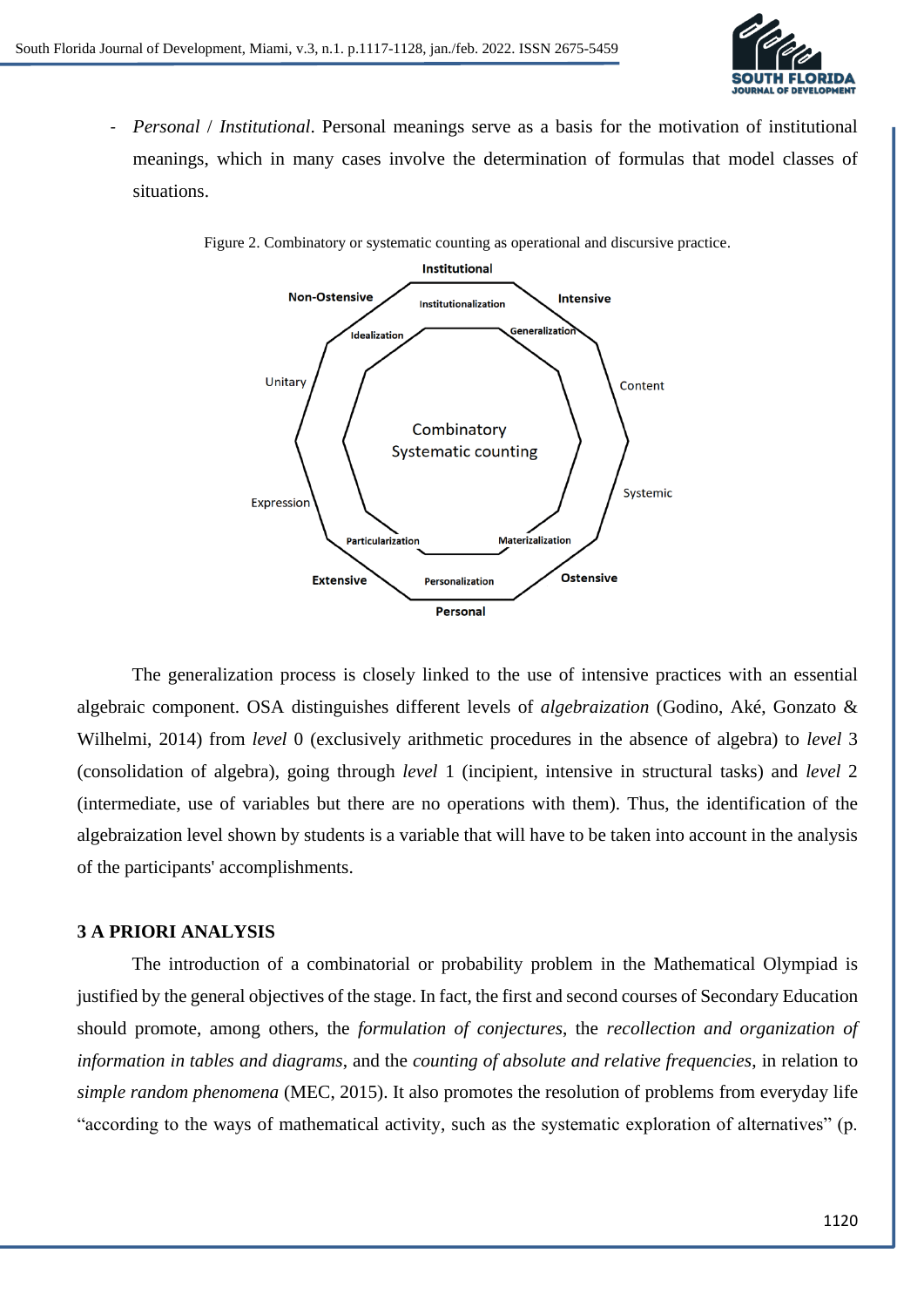- *Personal* / *Institutional*. Personal meanings serve as a basis for the motivation of institutional meanings, which in many cases involve the determination of formulas that model classes of situations.

Figure 2. Combinatory or systematic counting as operational and discursive practice.

The generalization process is closely linked to the use of intensive practices with an essential algebraic component. OSA distinguishes different levels of *algebraization* (Godino, Aké, Gonzato & Wilhelmi, 2014) from *level* 0 (exclusively arithmetic procedures in the absence of algebra) to *level* 3 (consolidation of algebra), going through *level* 1 (incipient, intensive in structural tasks) and *level* 2 (intermediate, use of variables but there are no operations with them). Thus, the identification of the algebraization level shown by students is a variable that will have to be taken into account in the analysis of the participants' accomplishments.

## 3 A PRIORI ANALYSIS

The introduction of a combinatorial or probability problem in the Mathematical Olympiad is justified by the general objectives of the stage. In fact, the first and second courses of Secondary Education should promote, among others, the *formulation of conjectures*, the *recollection and organization of information in tables and diagrams*, and the *counting of absolute and relative frequencies*, in relation to *simple random phenomena* (MEC, 2015). It also promotes the resolution of problems from everyday life "according to the ways of mathematical activity, such as the systematic exploration of alternatives" (p.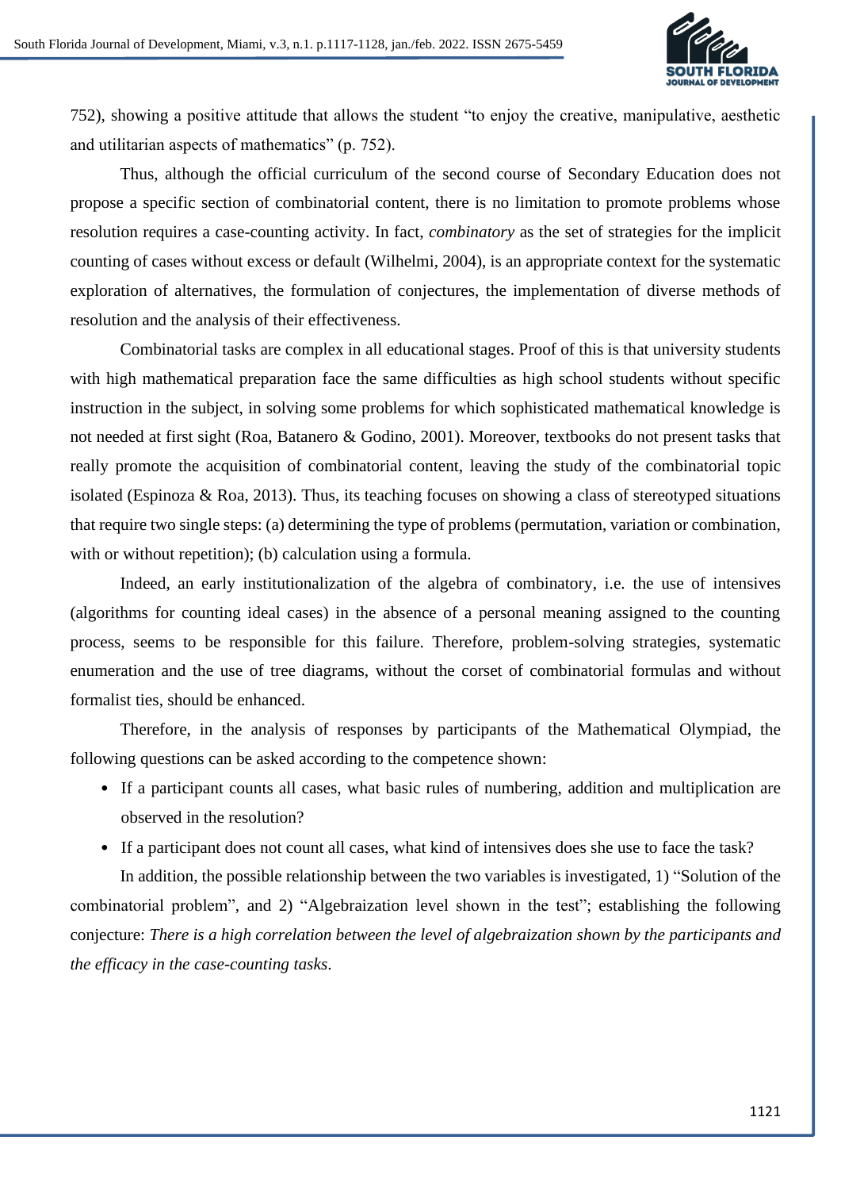752), showing a positive attitude that allows the student "to enjoy the creative, manipulative, aesthetic and utilitarian aspects of mathematics" (p. 752).

Thus, although the official curriculum of the second course of Secondary Education does not propose a specific section of combinatorial content, there is no limitation to promote problems whose resolution requires a case-counting activity. In fact, *combinatory* as the set of strategies for the implicit counting of cases without excess or default (Wilhelmi, 2004), is an appropriate context for the systematic exploration of alternatives, the formulation of conjectures, the implementation of diverse methods of resolution and the analysis of their effectiveness.

Combinatorial tasks are complex in all educational stages. Proof of this is that university students with high mathematical preparation face the same difficulties as high school students without specific instruction in the subject, in solving some problems for which sophisticated mathematical knowledge is not needed at first sight (Roa, Batanero & Godino, 2001). Moreover, textbooks do not present tasks that really promote the acquisition of combinatorial content, leaving the study of the combinatorial topic isolated (Espinoza & Roa, 2013). Thus, its teaching focuses on showing a class of stereotyped situations that require two single steps: (a) determining the type of problems (permutation, variation or combination, with or without repetition); (b) calculation using a formula.

Indeed, an early institutionalization of the algebra of combinatory, i.e. the use of intensives (algorithms for counting ideal cases) in the absence of a personal meaning assigned to the counting process, seems to be responsible for this failure. Therefore, problem-solving strategies, systematic enumeration and the use of tree diagrams, without the corset of combinatorial formulas and without formalist ties, should be enhanced.

Therefore, in the analysis of responses by participants of the Mathematical Olympiad, the following questions can be asked according to the competence shown:

- If a participant counts all cases, what basic rules of numbering, addition and multiplication are observed in the resolution?
- If a participant does not count all cases, what kind of intensives does she use to face the task?

In addition, the possible relationship between the two variables is investigated, 1) "Solution of the combinatorial problem", and 2) "Algebraization level shown in the test"; establishing the following conjecture: *There is a high correlation between the level of algebraization shown by the participants and the efficacy in the case-counting tasks*.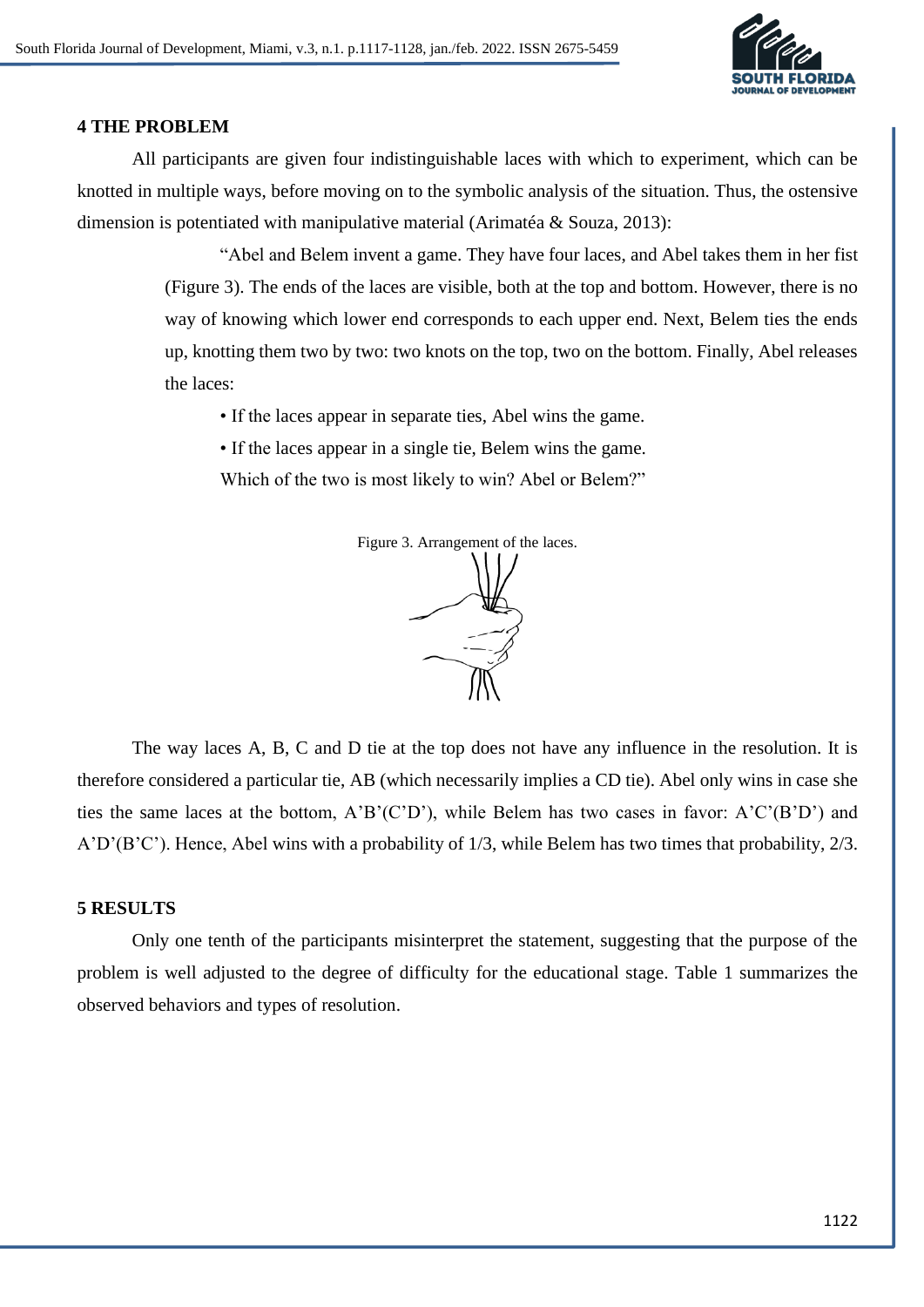## 4 THE PROBLEM

All participants are given four indistinguishable laces with which to experiment, which can be knotted in multiple ways, before moving on to the symbolic analysis of the situation. Thus, the ostensive dimension is potentiated with manipulative material (Arimatéa & Souza, 2013):

> "Abel and Belem invent a game. They have four laces, and Abel takes them in her fist (Figure 3). The ends of the laces are visible, both at the top and bottom. However, there is no way of knowing which lower end corresponds to each upper end. Next, Belem ties the ends up, knotting them two by two: two knots on the top, two on the bottom. Finally, Abel releases the laces:
>
> • If the laces appear in separate ties, Abel wins the game.
>
> • If the laces appear in a single tie, Belem wins the game.
>
> Which of the two is most likely to win? Abel or Belem?"

Figure 3. Arrangement of the laces.

The way laces A, B, C and D tie at the top does not have any influence in the resolution. It is therefore considered a particular tie, AB (which necessarily implies a CD tie). Abel only wins in case she ties the same laces at the bottom, A'B'(C'D'), while Belem has two cases in favor: A'C'(B'D') and A'D'(B'C'). Hence, Abel wins with a probability of 1/3, while Belem has two times that probability, 2/3.

## 5 RESULTS

Only one tenth of the participants misinterpret the statement, suggesting that the purpose of the problem is well adjusted to the degree of difficulty for the educational stage. Table 1 summarizes the observed behaviors and types of resolution.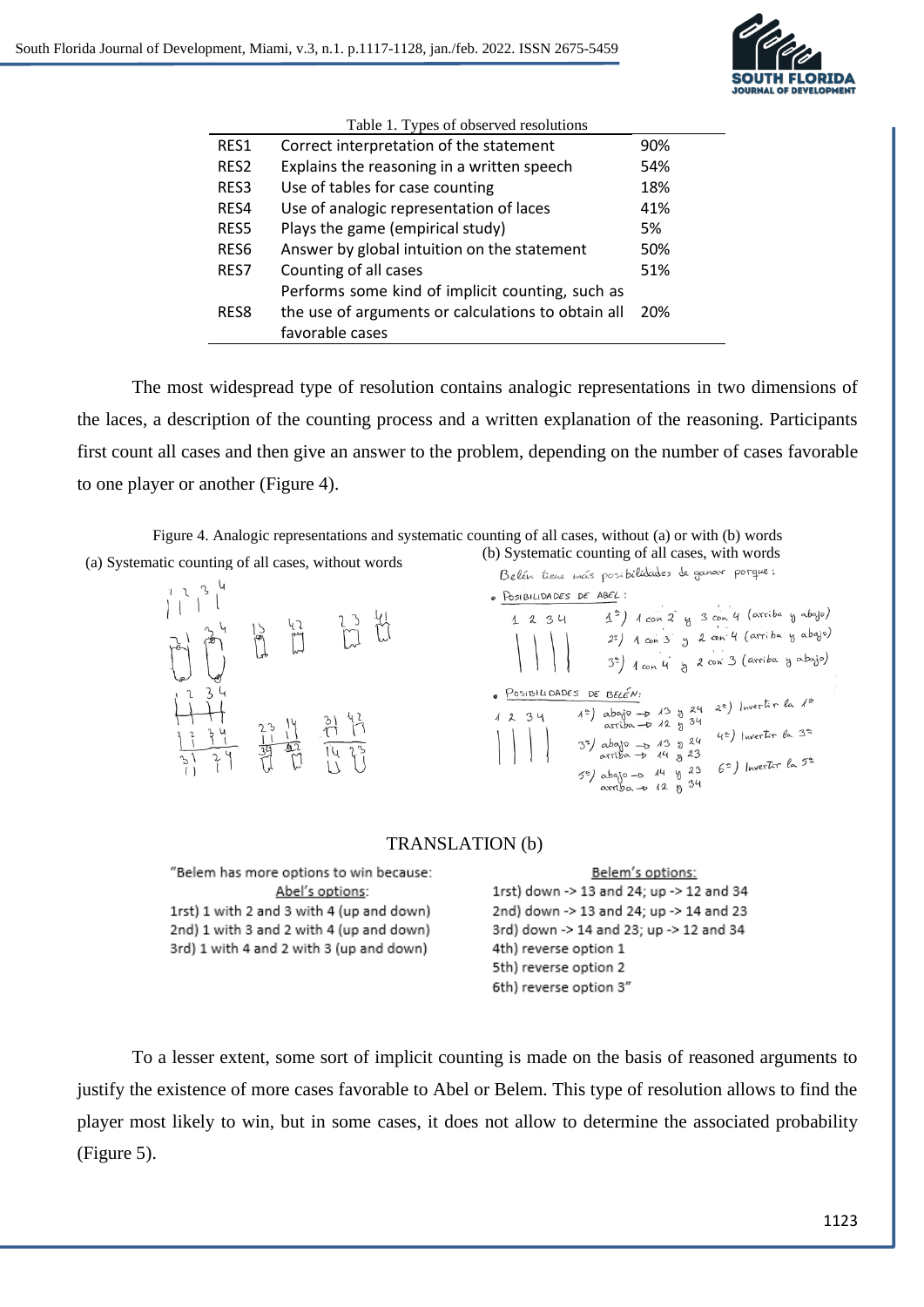Table 1. Types of observed resolutions

| | | |
|---|---|---|
| RES1 | Correct interpretation of the statement | 90% |
| RES2 | Explains the reasoning in a written speech | 54% |
| RES3 | Use of tables for case counting | 18% |
| RES4 | Use of analogic representation of laces | 41% |
| RES5 | Plays the game (empirical study) | 5% |
| RES6 | Answer by global intuition on the statement | 50% |
| RES7 | Counting of all cases | 51% |
| RES8 | Performs some kind of implicit counting, such as the use of arguments or calculations to obtain all favorable cases | 20% |

The most widespread type of resolution contains analogic representations in two dimensions of the laces, a description of the counting process and a written explanation of the reasoning. Participants first count all cases and then give an answer to the problem, depending on the number of cases favorable to one player or another (Figure 4).

Figure 4. Analogic representations and systematic counting of all cases, without (a) or with (b) words

(a) Systematic counting of all cases, without words

(b) Systematic counting of all cases, with words

TRANSLATION (b)

"Belem has more options to win because:

Abel's options:
1rst) 1 with 2 and 3 with 4 (up and down)
2nd) 1 with 3 and 2 with 4 (up and down)
3rd) 1 with 4 and 2 with 3 (up and down)

Belem's options:
1rst) down -> 13 and 24; up -> 12 and 34
2nd) down -> 13 and 24; up -> 14 and 23
3rd) down -> 14 and 23; up -> 12 and 34
4th) reverse option 1
5th) reverse option 2
6th) reverse option 3"

To a lesser extent, some sort of implicit counting is made on the basis of reasoned arguments to justify the existence of more cases favorable to Abel or Belem. This type of resolution allows to find the player most likely to win, but in some cases, it does not allow to determine the associated probability (Figure 5).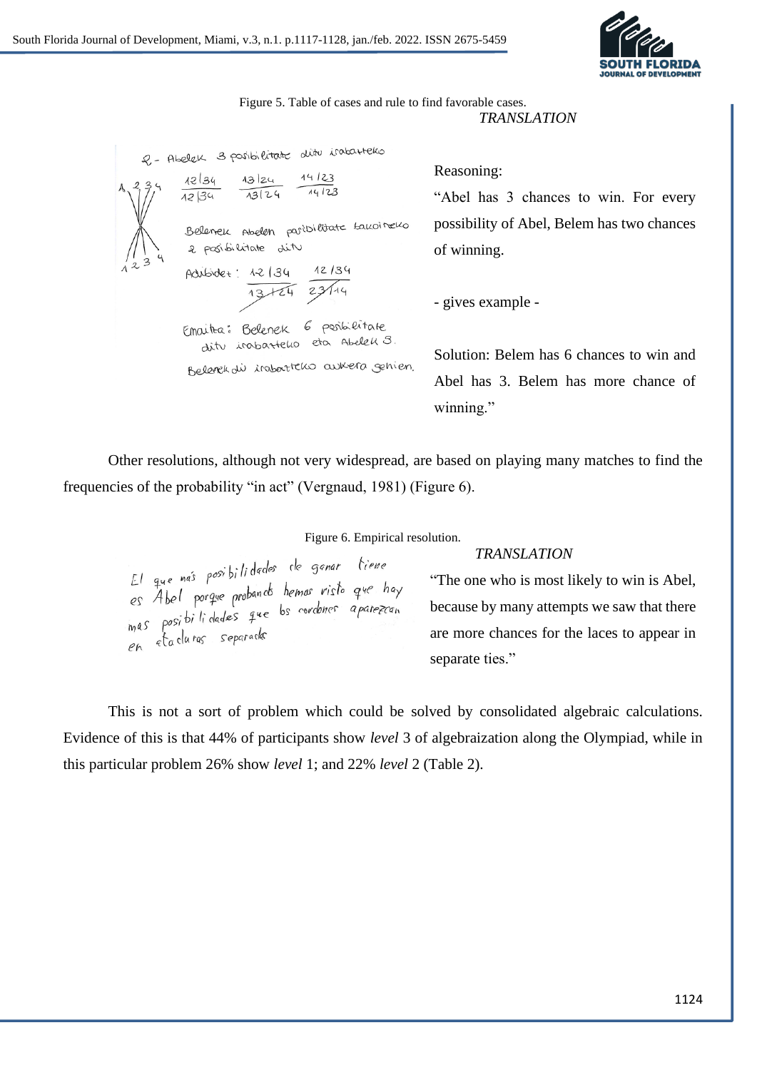Figure 5. Table of cases and rule to find favorable cases.

*TRANSLATION*

Reasoning:

"Abel has 3 chances to win. For every possibility of Abel, Belem has two chances of winning.

- gives example -

Solution: Belem has 6 chances to win and Abel has 3. Belem has more chance of winning."

Other resolutions, although not very widespread, are based on playing many matches to find the frequencies of the probability "in act" (Vergnaud, 1981) (Figure 6).

Figure 6. Empirical resolution.

*TRANSLATION*

"The one who is most likely to win is Abel, because by many attempts we saw that there are more chances for the laces to appear in separate ties."

This is not a sort of problem which could be solved by consolidated algebraic calculations. Evidence of this is that 44% of participants show *level* 3 of algebraization along the Olympiad, while in this particular problem 26% show *level* 1; and 22% *level* 2 (Table 2).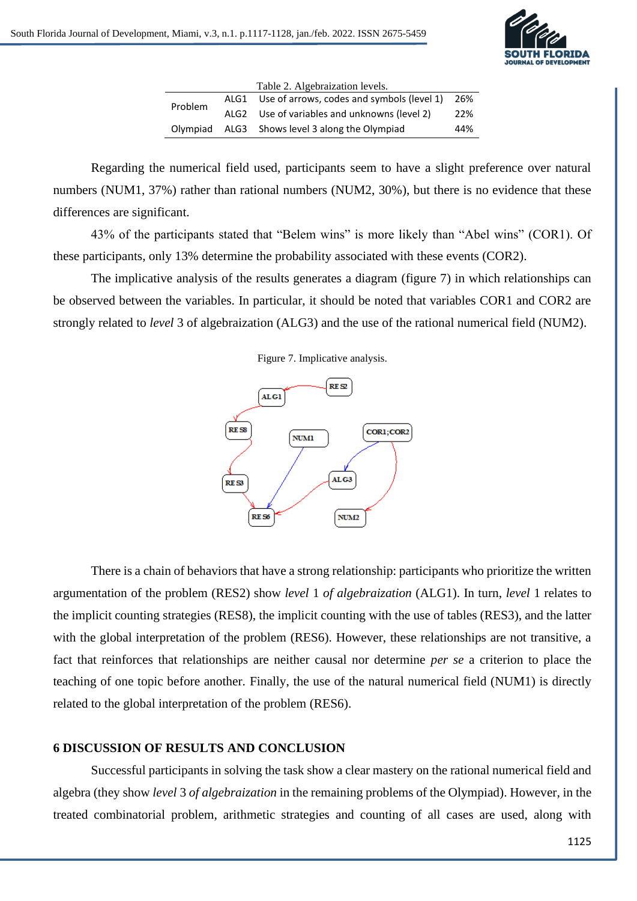Table 2. Algebraization levels.

| | | | |
|---|---|---|---|
| Problem | ALG1 | Use of arrows, codes and symbols (level 1) | 26% |
| | ALG2 | Use of variables and unknowns (level 2) | 22% |
| Olympiad | ALG3 | Shows level 3 along the Olympiad | 44% |

Regarding the numerical field used, participants seem to have a slight preference over natural numbers (NUM1, 37%) rather than rational numbers (NUM2, 30%), but there is no evidence that these differences are significant.

43% of the participants stated that "Belem wins" is more likely than "Abel wins" (COR1). Of these participants, only 13% determine the probability associated with these events (COR2).

The implicative analysis of the results generates a diagram (figure 7) in which relationships can be observed between the variables. In particular, it should be noted that variables COR1 and COR2 are strongly related to *level* 3 of algebraization (ALG3) and the use of the rational numerical field (NUM2).

Figure 7. Implicative analysis.

There is a chain of behaviors that have a strong relationship: participants who prioritize the written argumentation of the problem (RES2) show *level* 1 *of algebraization* (ALG1). In turn, *level* 1 relates to the implicit counting strategies (RES8), the implicit counting with the use of tables (RES3), and the latter with the global interpretation of the problem (RES6). However, these relationships are not transitive, a fact that reinforces that relationships are neither causal nor determine *per se* a criterion to place the teaching of one topic before another. Finally, the use of the natural numerical field (NUM1) is directly related to the global interpretation of the problem (RES6).

## 6 DISCUSSION OF RESULTS AND CONCLUSION

Successful participants in solving the task show a clear mastery on the rational numerical field and algebra (they show *level* 3 *of algebraization* in the remaining problems of the Olympiad). However, in the treated combinatorial problem, arithmetic strategies and counting of all cases are used, along with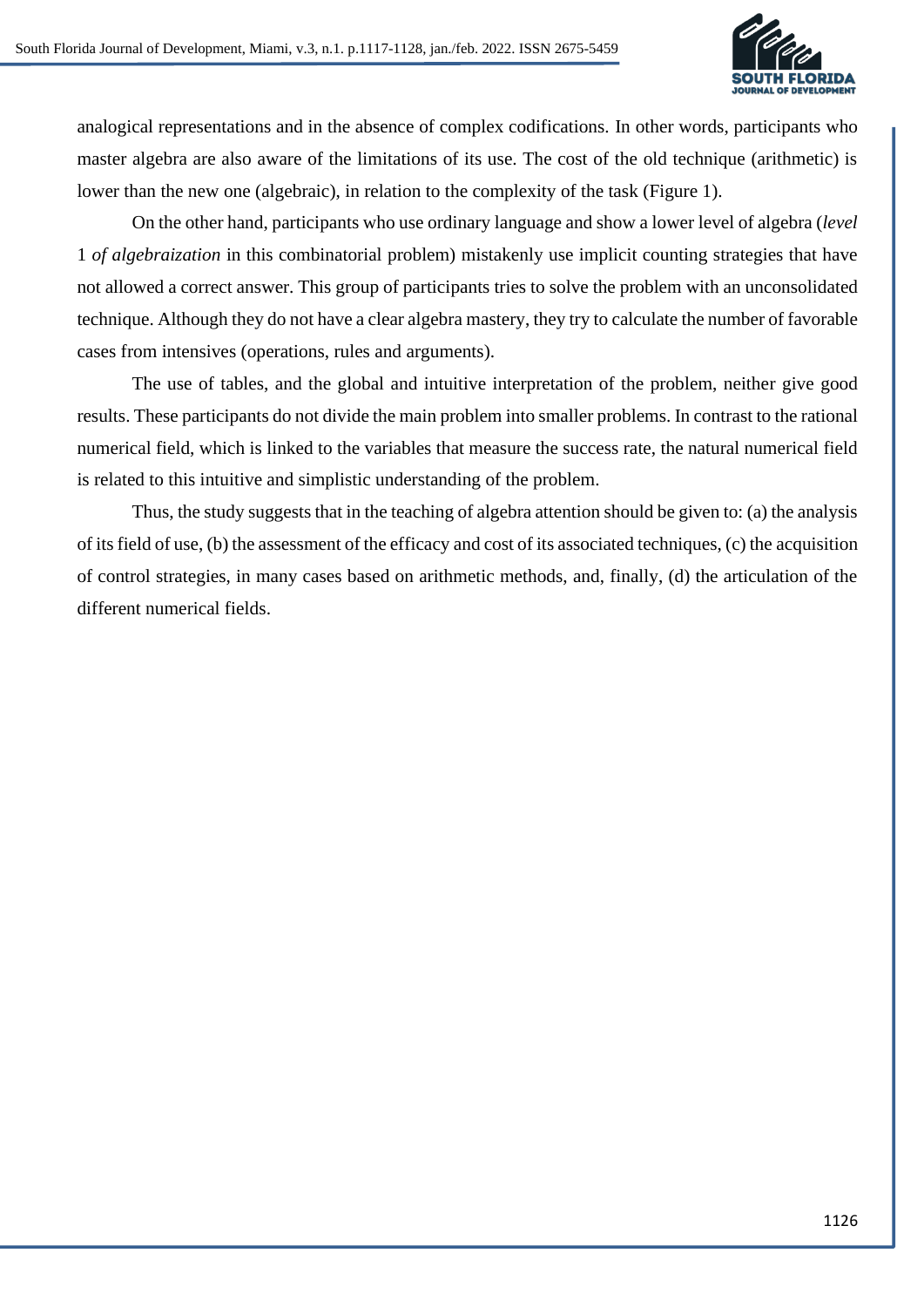analogical representations and in the absence of complex codifications. In other words, participants who master algebra are also aware of the limitations of its use. The cost of the old technique (arithmetic) is lower than the new one (algebraic), in relation to the complexity of the task (Figure 1).

On the other hand, participants who use ordinary language and show a lower level of algebra (*level* 1 *of algebraization* in this combinatorial problem) mistakenly use implicit counting strategies that have not allowed a correct answer. This group of participants tries to solve the problem with an unconsolidated technique. Although they do not have a clear algebra mastery, they try to calculate the number of favorable cases from intensives (operations, rules and arguments).

The use of tables, and the global and intuitive interpretation of the problem, neither give good results. These participants do not divide the main problem into smaller problems. In contrast to the rational numerical field, which is linked to the variables that measure the success rate, the natural numerical field is related to this intuitive and simplistic understanding of the problem.

Thus, the study suggests that in the teaching of algebra attention should be given to: (a) the analysis of its field of use, (b) the assessment of the efficacy and cost of its associated techniques, (c) the acquisition of control strategies, in many cases based on arithmetic methods, and, finally, (d) the articulation of the different numerical fields.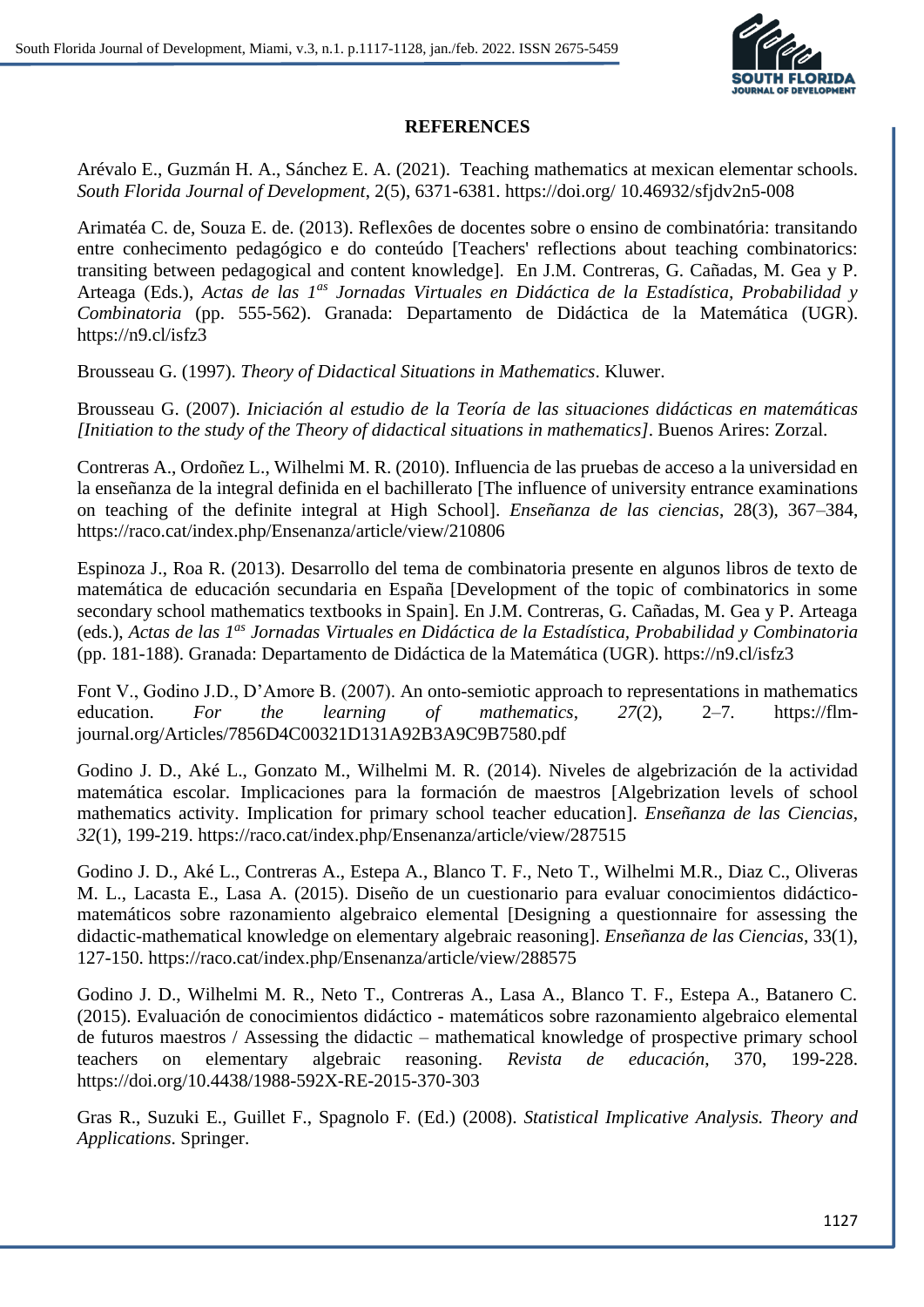**REFERENCES**

Arévalo E., Guzmán H. A., Sánchez E. A. (2021). Teaching mathematics at mexican elementar schools. *South Florida Journal of Development*, 2(5), 6371-6381. https://doi.org/ 10.46932/sfjdv2n5-008

Arimatéa C. de, Souza E. de. (2013). Reflexôes de docentes sobre o ensino de combinatória: transitando entre conhecimento pedagógico e do conteúdo [Teachers' reflections about teaching combinatorics: transiting between pedagogical and content knowledge]. En J.M. Contreras, G. Cañadas, M. Gea y P. Arteaga (Eds.), *Actas de las 1as Jornadas Virtuales en Didáctica de la Estadística, Probabilidad y Combinatoria* (pp. 555-562). Granada: Departamento de Didáctica de la Matemática (UGR). https://n9.cl/isfz3

Brousseau G. (1997). *Theory of Didactical Situations in Mathematics*. Kluwer.

Brousseau G. (2007). *Iniciación al estudio de la Teoría de las situaciones didácticas en matemáticas [Initiation to the study of the Theory of didactical situations in mathematics]*. Buenos Arires: Zorzal.

Contreras A., Ordoñez L., Wilhelmi M. R. (2010). Influencia de las pruebas de acceso a la universidad en la enseñanza de la integral definida en el bachillerato [The influence of university entrance examinations on teaching of the definite integral at High School]. *Enseñanza de las ciencias*, 28(3), 367–384, https://raco.cat/index.php/Ensenanza/article/view/210806

Espinoza J., Roa R. (2013). Desarrollo del tema de combinatoria presente en algunos libros de texto de matemática de educación secundaria en España [Development of the topic of combinatorics in some secondary school mathematics textbooks in Spain]. En J.M. Contreras, G. Cañadas, M. Gea y P. Arteaga (eds.), *Actas de las 1as Jornadas Virtuales en Didáctica de la Estadística, Probabilidad y Combinatoria* (pp. 181-188). Granada: Departamento de Didáctica de la Matemática (UGR). https://n9.cl/isfz3

Font V., Godino J.D., D'Amore B. (2007). An onto-semiotic approach to representations in mathematics education. *For the learning of mathematics*, *27*(2), 2–7. https://flm-journal.org/Articles/7856D4C00321D131A92B3A9C9B7580.pdf

Godino J. D., Aké L., Gonzato M., Wilhelmi M. R. (2014). Niveles de algebrización de la actividad matemática escolar. Implicaciones para la formación de maestros [Algebrization levels of school mathematics activity. Implication for primary school teacher education]. *Enseñanza de las Ciencias*, *32*(1), 199-219. https://raco.cat/index.php/Ensenanza/article/view/287515

Godino J. D., Aké L., Contreras A., Estepa A., Blanco T. F., Neto T., Wilhelmi M.R., Diaz C., Oliveras M. L., Lacasta E., Lasa A. (2015). Diseño de un cuestionario para evaluar conocimientos didáctico-matemáticos sobre razonamiento algebraico elemental [Designing a questionnaire for assessing the didactic-mathematical knowledge on elementary algebraic reasoning]. *Enseñanza de las Ciencias*, 33(1), 127-150. https://raco.cat/index.php/Ensenanza/article/view/288575

Godino J. D., Wilhelmi M. R., Neto T., Contreras A., Lasa A., Blanco T. F., Estepa A., Batanero C. (2015). Evaluación de conocimientos didáctico - matemáticos sobre razonamiento algebraico elemental de futuros maestros / Assessing the didactic – mathematical knowledge of prospective primary school teachers on elementary algebraic reasoning. *Revista de educación*, 370, 199-228. https://doi.org/10.4438/1988-592X-RE-2015-370-303

Gras R., Suzuki E., Guillet F., Spagnolo F. (Ed.) (2008). *Statistical Implicative Analysis. Theory and Applications*. Springer.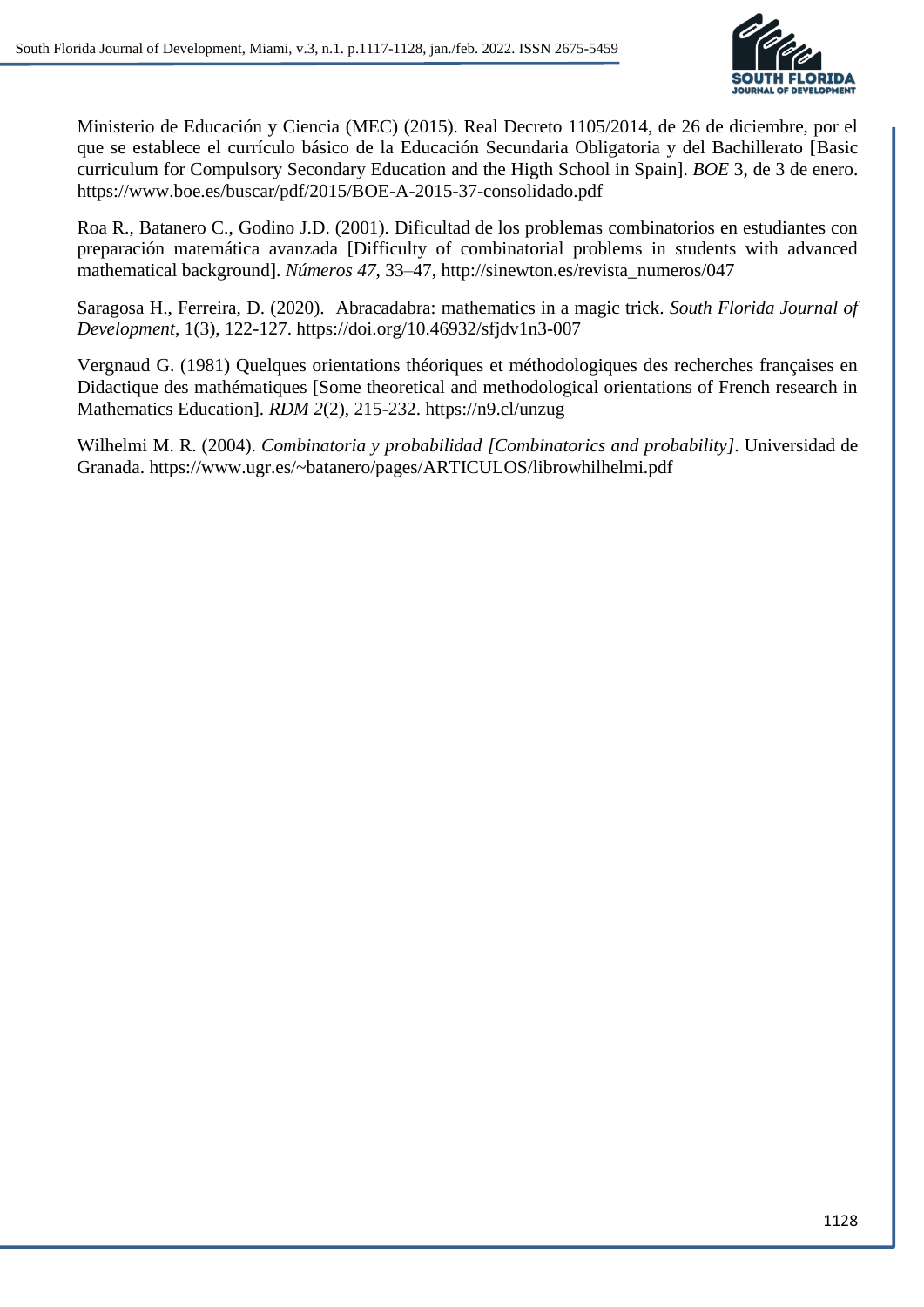Ministerio de Educación y Ciencia (MEC) (2015). Real Decreto 1105/2014, de 26 de diciembre, por el que se establece el currículo básico de la Educación Secundaria Obligatoria y del Bachillerato [Basic curriculum for Compulsory Secondary Education and the Higth School in Spain]. *BOE* 3, de 3 de enero. https://www.boe.es/buscar/pdf/2015/BOE-A-2015-37-consolidado.pdf

Roa R., Batanero C., Godino J.D. (2001). Dificultad de los problemas combinatorios en estudiantes con preparación matemática avanzada [Difficulty of combinatorial problems in students with advanced mathematical background]. *Números 47*, 33–47, http://sinewton.es/revista_numeros/047

Saragosa H., Ferreira, D. (2020). Abracadabra: mathematics in a magic trick. *South Florida Journal of Development*, 1(3), 122-127. https://doi.org/10.46932/sfjdv1n3-007

Vergnaud G. (1981) Quelques orientations théoriques et méthodologiques des recherches françaises en Didactique des mathématiques [Some theoretical and methodological orientations of French research in Mathematics Education]. *RDM 2*(2), 215-232. https://n9.cl/unzug

Wilhelmi M. R. (2004). *Combinatoria y probabilidad [Combinatorics and probability]*. Universidad de Granada. https://www.ugr.es/~batanero/pages/ARTICULOS/librowhilhelmi.pdf